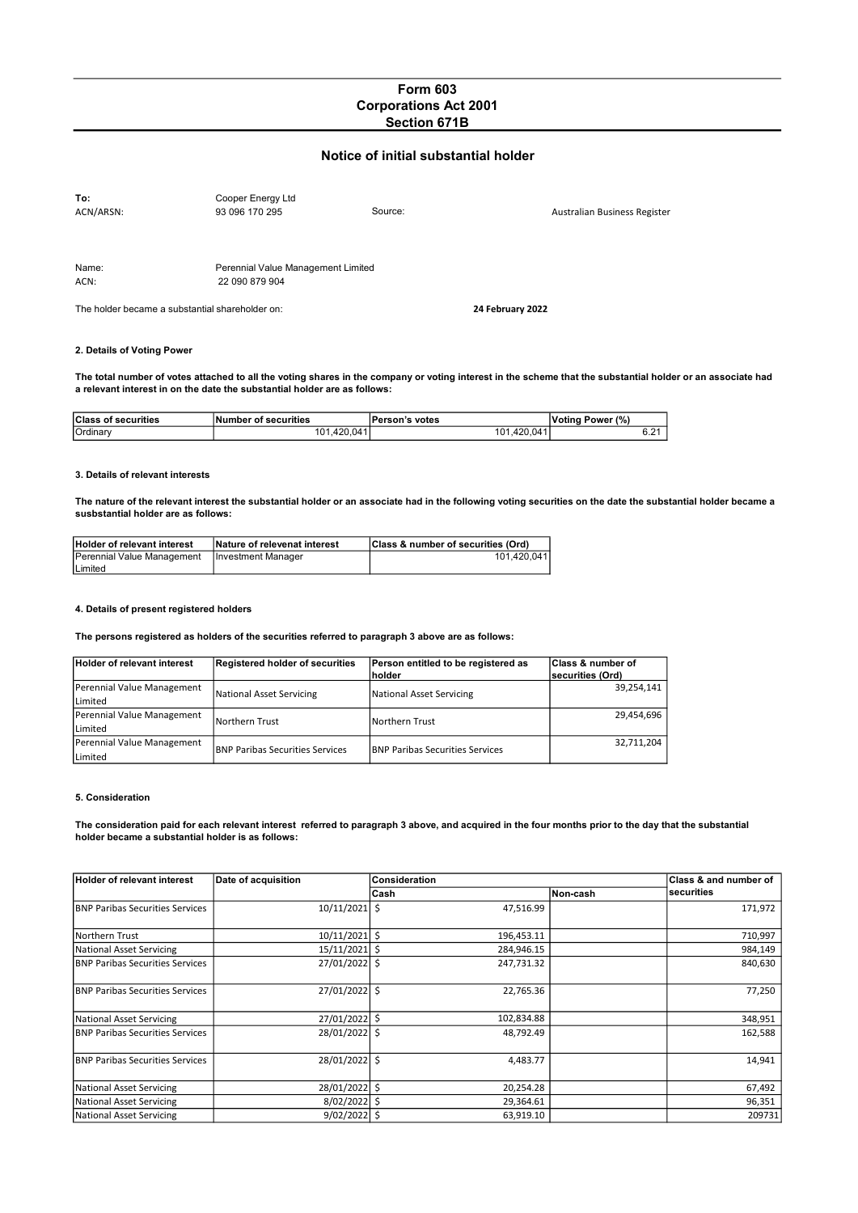# Form 603
## Corporations Act 2001
## Section 671B

## Notice of initial substantial holder

| | | | |
|---|---|---|---|
| **To:** | Cooper Energy Ltd | | |
| ACN/ARSN: | 93 096 170 295 | Source: | Australian Business Register |

| | |
|---|---|
| Name: | Perennial Value Management Limited |
| ACN: | 22 090 879 904 |

The holder became a substantial shareholder on: **24 February 2022**

**2. Details of Voting Power**

**The total number of votes attached to all the voting shares in the company or voting interest in the scheme that the substantial holder or an associate had a relevant interest in on the date the substantial holder are as follows:**

| Class of securities | Number of securities | Person's votes | Voting Power (%) |
|---|---|---|---|
| Ordinary | 101,420,041 | 101,420,041 | 6.21 |

**3. Details of relevant interests**

**The nature of the relevant interest the substantial holder or an associate had in the following voting securities on the date the substantial holder became a susbstantial holder are as follows:**

| Holder of relevant interest | Nature of relevenat interest | Class & number of securities (Ord) |
|---|---|---|
| Perennial Value Management Limited | Investment Manager | 101,420,041 |

**4. Details of present registered holders**

**The persons registered as holders of the securities referred to paragraph 3 above are as follows:**

| Holder of relevant interest | Registered holder of securities | Person entitled to be registered as holder | Class & number of securities (Ord) |
|---|---|---|---|
| Perennial Value Management Limited | National Asset Servicing | National Asset Servicing | 39,254,141 |
| Perennial Value Management Limited | Northern Trust | Northern Trust | 29,454,696 |
| Perennial Value Management Limited | BNP Paribas Securities Services | BNP Paribas Securities Services | 32,711,204 |

**5. Consideration**

**The consideration paid for each relevant interest referred to paragraph 3 above, and acquired in the four months prior to the day that the substantial holder became a substantial holder is as follows:**

| Holder of relevant interest | Date of acquisition | Consideration | | Class & and number of securities |
|---|---|---|---|---|
| | | Cash | Non-cash | |
| BNP Paribas Securities Services | 10/11/2021 | $ 47,516.99 | | 171,972 |
| Northern Trust | 10/11/2021 | $ 196,453.11 | | 710,997 |
| National Asset Servicing | 15/11/2021 | $ 284,946.15 | | 984,149 |
| BNP Paribas Securities Services | 27/01/2022 | $ 247,731.32 | | 840,630 |
| BNP Paribas Securities Services | 27/01/2022 | $ 22,765.36 | | 77,250 |
| National Asset Servicing | 27/01/2022 | $ 102,834.88 | | 348,951 |
| BNP Paribas Securities Services | 28/01/2022 | $ 48,792.49 | | 162,588 |
| BNP Paribas Securities Services | 28/01/2022 | $ 4,483.77 | | 14,941 |
| National Asset Servicing | 28/01/2022 | $ 20,254.28 | | 67,492 |
| National Asset Servicing | 8/02/2022 | $ 29,364.61 | | 96,351 |
| National Asset Servicing | 9/02/2022 | $ 63,919.10 | | 209731 |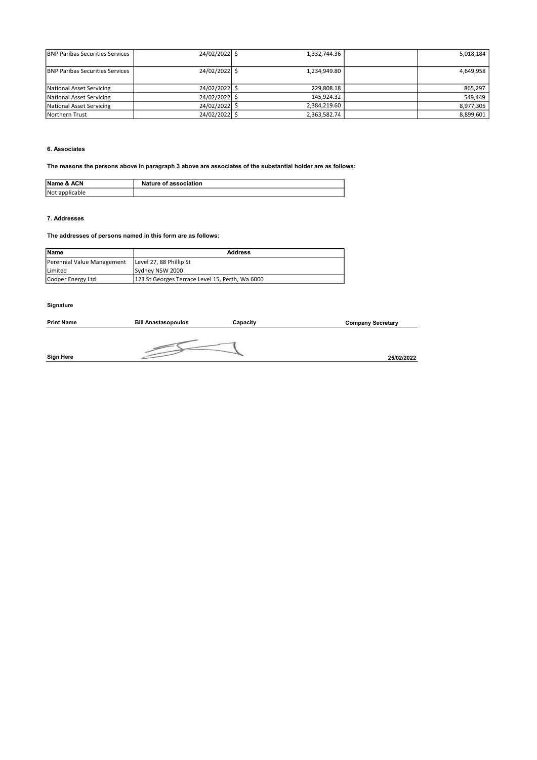| | | | | |
|---|---|---|---|---|
| BNP Paribas Securities Services | 24/02/2022 | $ 1,332,744.36 | | 5,018,184 |
| BNP Paribas Securities Services | 24/02/2022 | $ 1,234,949.80 | | 4,649,958 |
| National Asset Servicing | 24/02/2022 | $ 229,808.18 | | 865,297 |
| National Asset Servicing | 24/02/2022 | $ 145,924.32 | | 549,449 |
| National Asset Servicing | 24/02/2022 | $ 2,384,219.60 | | 8,977,305 |
| Northern Trust | 24/02/2022 | $ 2,363,582.74 | | 8,899,601 |

**6. Associates**

**The reasons the persons above in paragraph 3 above are associates of the substantial holder are as follows:**

| Name & ACN | Nature of association |
|---|---|
| Not applicable | |

**7. Addresses**

**The addresses of persons named in this form are as follows:**

| Name | Address |
|---|---|
| Perennial Value Management Limited | Level 27, 88 Phillip St Sydney NSW 2000 |
| Cooper Energy Ltd | 123 St Georges Terrace Level 15, Perth, Wa 6000 |

**Signature**

| | | | |
|---|---|---|---|
| **Print Name** | **Bill Anastasopoulos** | **Capacity** | **Company Secretary** |
| **Sign Here** | | | **25/02/2022** |